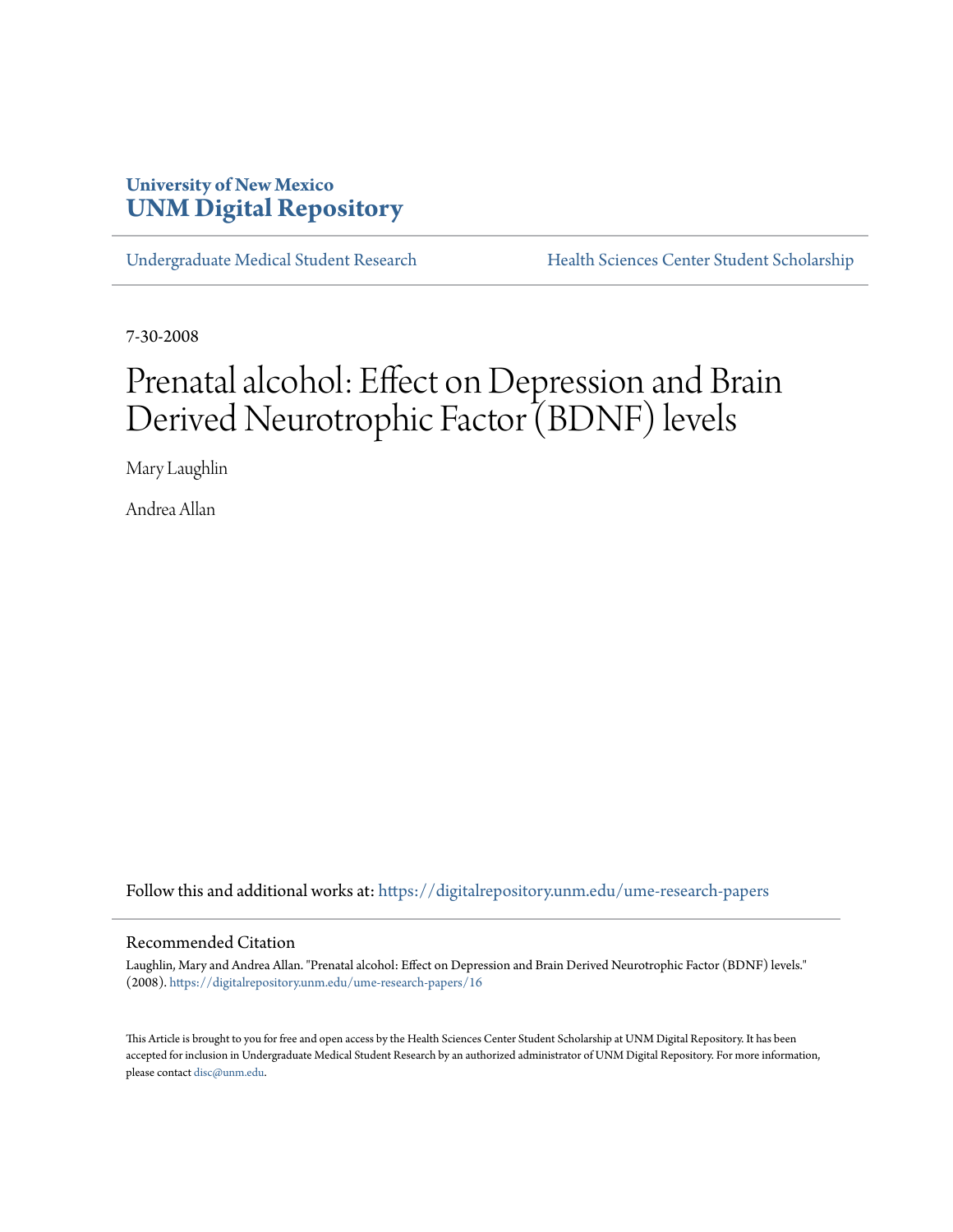University of New Mexico
**UNM Digital Repository**

Undergraduate Medical Student Research | Health Sciences Center Student Scholarship

7-30-2008

# Prenatal alcohol: Effect on Depression and Brain Derived Neurotrophic Factor (BDNF) levels

Mary Laughlin

Andrea Allan

Follow this and additional works at: https://digitalrepository.unm.edu/ume-research-papers

## Recommended Citation

Laughlin, Mary and Andrea Allan. "Prenatal alcohol: Effect on Depression and Brain Derived Neurotrophic Factor (BDNF) levels." (2008). https://digitalrepository.unm.edu/ume-research-papers/16

This Article is brought to you for free and open access by the Health Sciences Center Student Scholarship at UNM Digital Repository. It has been accepted for inclusion in Undergraduate Medical Student Research by an authorized administrator of UNM Digital Repository. For more information, please contact disc@unm.edu.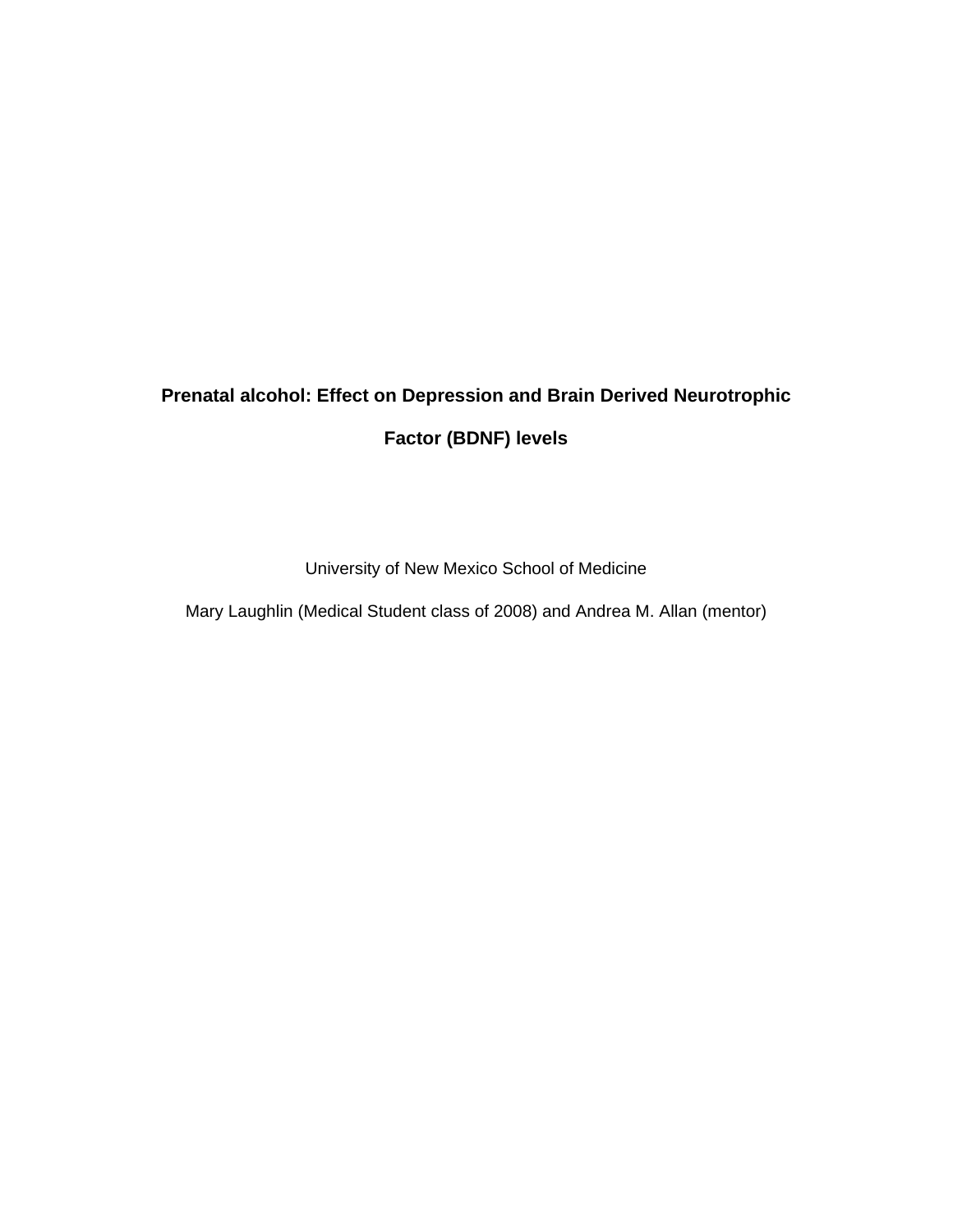# Prenatal alcohol: Effect on Depression and Brain Derived Neurotrophic Factor (BDNF) levels

University of New Mexico School of Medicine

Mary Laughlin (Medical Student class of 2008) and Andrea M. Allan (mentor)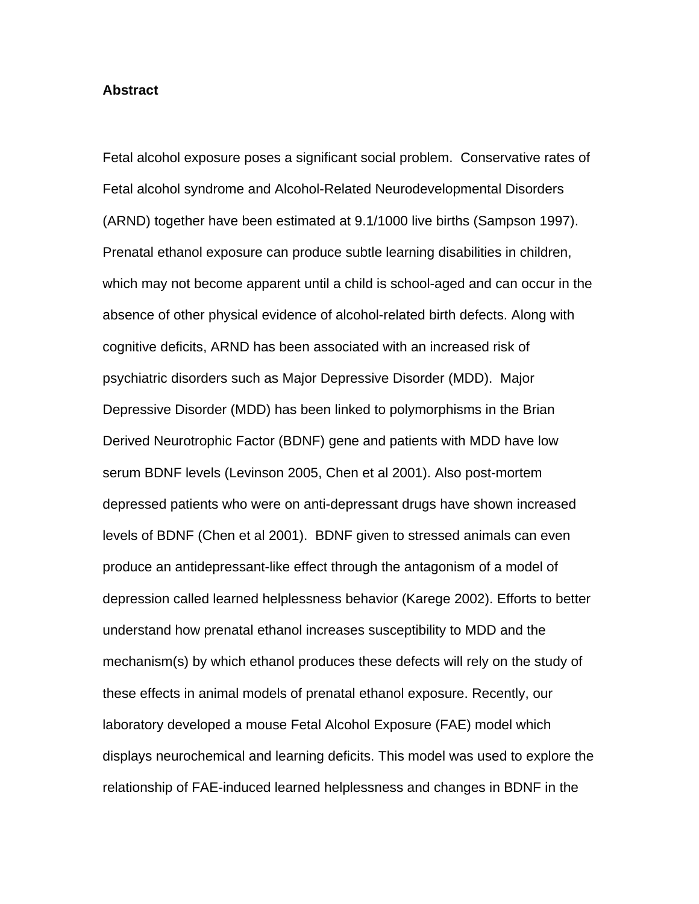**Abstract**

Fetal alcohol exposure poses a significant social problem. Conservative rates of Fetal alcohol syndrome and Alcohol-Related Neurodevelopmental Disorders (ARND) together have been estimated at 9.1/1000 live births (Sampson 1997). Prenatal ethanol exposure can produce subtle learning disabilities in children, which may not become apparent until a child is school-aged and can occur in the absence of other physical evidence of alcohol-related birth defects. Along with cognitive deficits, ARND has been associated with an increased risk of psychiatric disorders such as Major Depressive Disorder (MDD). Major Depressive Disorder (MDD) has been linked to polymorphisms in the Brian Derived Neurotrophic Factor (BDNF) gene and patients with MDD have low serum BDNF levels (Levinson 2005, Chen et al 2001). Also post-mortem depressed patients who were on anti-depressant drugs have shown increased levels of BDNF (Chen et al 2001). BDNF given to stressed animals can even produce an antidepressant-like effect through the antagonism of a model of depression called learned helplessness behavior (Karege 2002). Efforts to better understand how prenatal ethanol increases susceptibility to MDD and the mechanism(s) by which ethanol produces these defects will rely on the study of these effects in animal models of prenatal ethanol exposure. Recently, our laboratory developed a mouse Fetal Alcohol Exposure (FAE) model which displays neurochemical and learning deficits. This model was used to explore the relationship of FAE-induced learned helplessness and changes in BDNF in the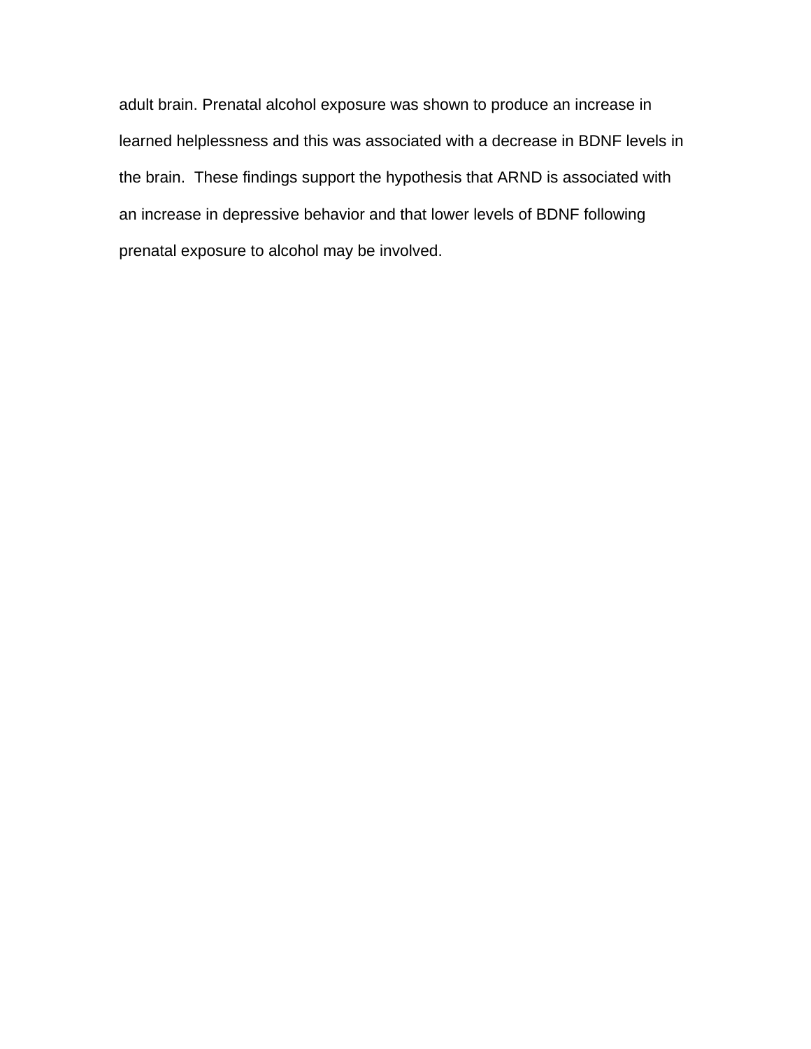adult brain. Prenatal alcohol exposure was shown to produce an increase in learned helplessness and this was associated with a decrease in BDNF levels in the brain. These findings support the hypothesis that ARND is associated with an increase in depressive behavior and that lower levels of BDNF following prenatal exposure to alcohol may be involved.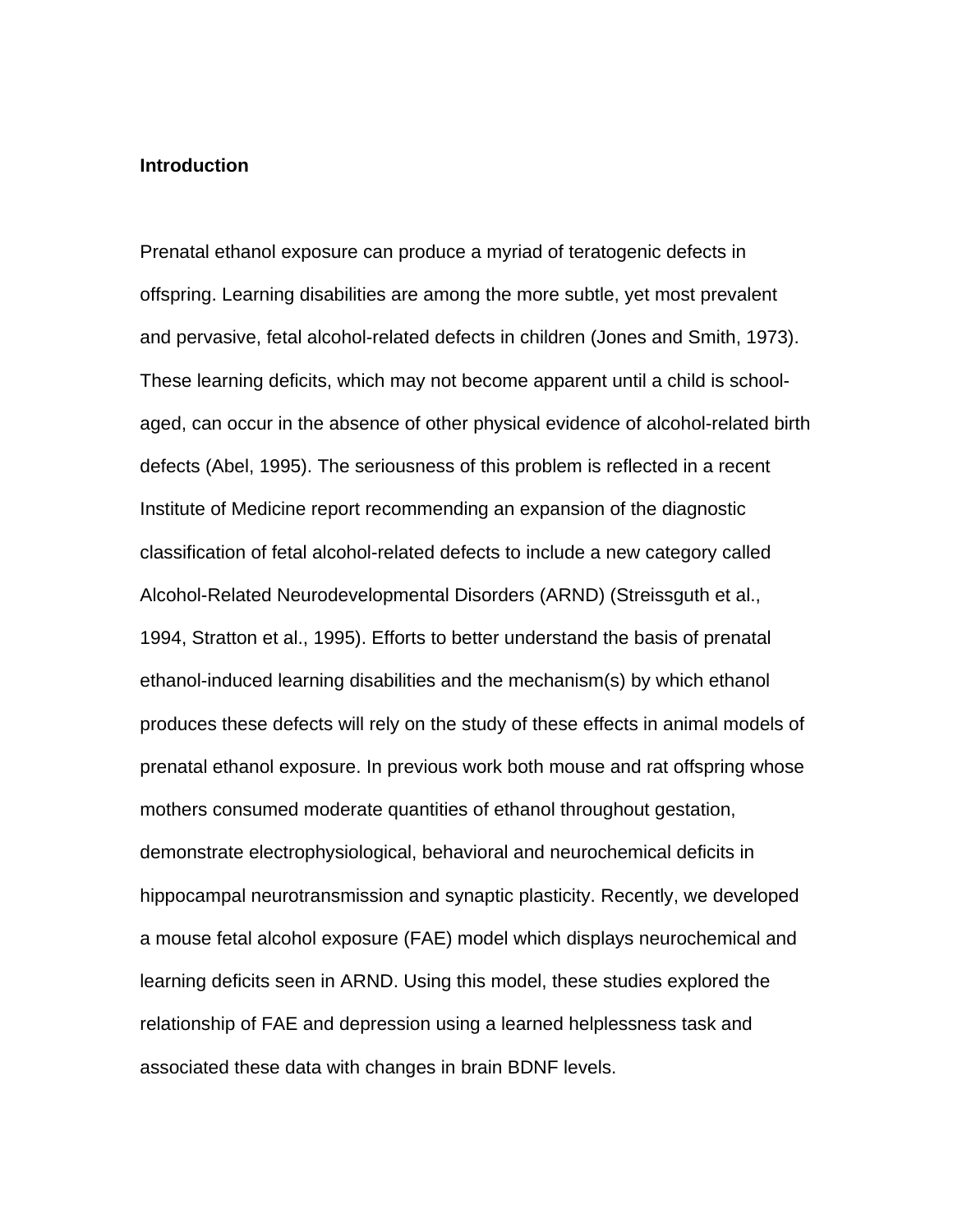## Introduction

Prenatal ethanol exposure can produce a myriad of teratogenic defects in offspring. Learning disabilities are among the more subtle, yet most prevalent and pervasive, fetal alcohol-related defects in children (Jones and Smith, 1973). These learning deficits, which may not become apparent until a child is school-aged, can occur in the absence of other physical evidence of alcohol-related birth defects (Abel, 1995). The seriousness of this problem is reflected in a recent Institute of Medicine report recommending an expansion of the diagnostic classification of fetal alcohol-related defects to include a new category called Alcohol-Related Neurodevelopmental Disorders (ARND) (Streissguth et al., 1994, Stratton et al., 1995). Efforts to better understand the basis of prenatal ethanol-induced learning disabilities and the mechanism(s) by which ethanol produces these defects will rely on the study of these effects in animal models of prenatal ethanol exposure. In previous work both mouse and rat offspring whose mothers consumed moderate quantities of ethanol throughout gestation, demonstrate electrophysiological, behavioral and neurochemical deficits in hippocampal neurotransmission and synaptic plasticity. Recently, we developed a mouse fetal alcohol exposure (FAE) model which displays neurochemical and learning deficits seen in ARND. Using this model, these studies explored the relationship of FAE and depression using a learned helplessness task and associated these data with changes in brain BDNF levels.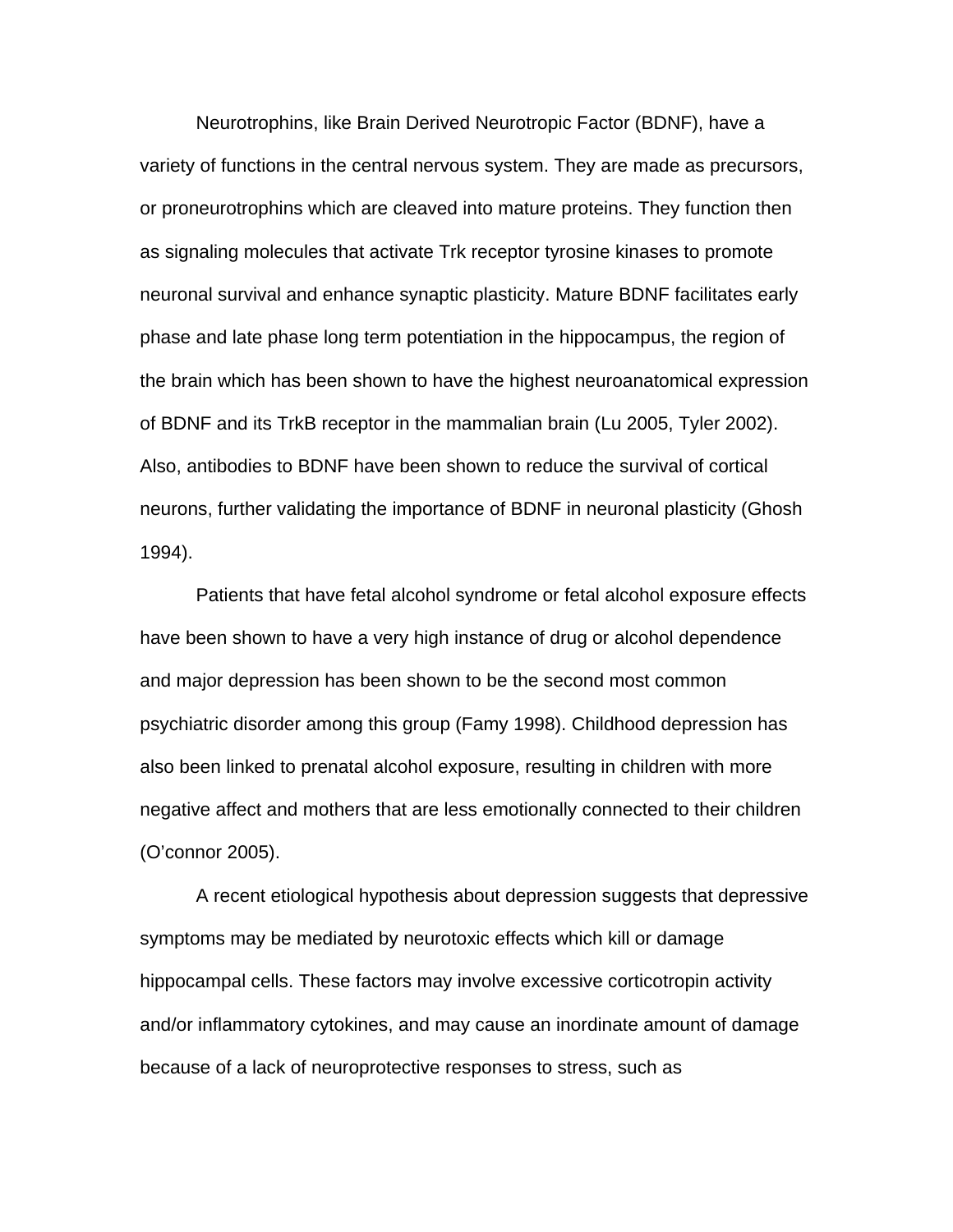Neurotrophins, like Brain Derived Neurotropic Factor (BDNF), have a variety of functions in the central nervous system. They are made as precursors, or proneurotrophins which are cleaved into mature proteins. They function then as signaling molecules that activate Trk receptor tyrosine kinases to promote neuronal survival and enhance synaptic plasticity. Mature BDNF facilitates early phase and late phase long term potentiation in the hippocampus, the region of the brain which has been shown to have the highest neuroanatomical expression of BDNF and its TrkB receptor in the mammalian brain (Lu 2005, Tyler 2002). Also, antibodies to BDNF have been shown to reduce the survival of cortical neurons, further validating the importance of BDNF in neuronal plasticity (Ghosh 1994).

Patients that have fetal alcohol syndrome or fetal alcohol exposure effects have been shown to have a very high instance of drug or alcohol dependence and major depression has been shown to be the second most common psychiatric disorder among this group (Famy 1998). Childhood depression has also been linked to prenatal alcohol exposure, resulting in children with more negative affect and mothers that are less emotionally connected to their children (O'connor 2005).

A recent etiological hypothesis about depression suggests that depressive symptoms may be mediated by neurotoxic effects which kill or damage hippocampal cells. These factors may involve excessive corticotropin activity and/or inflammatory cytokines, and may cause an inordinate amount of damage because of a lack of neuroprotective responses to stress, such as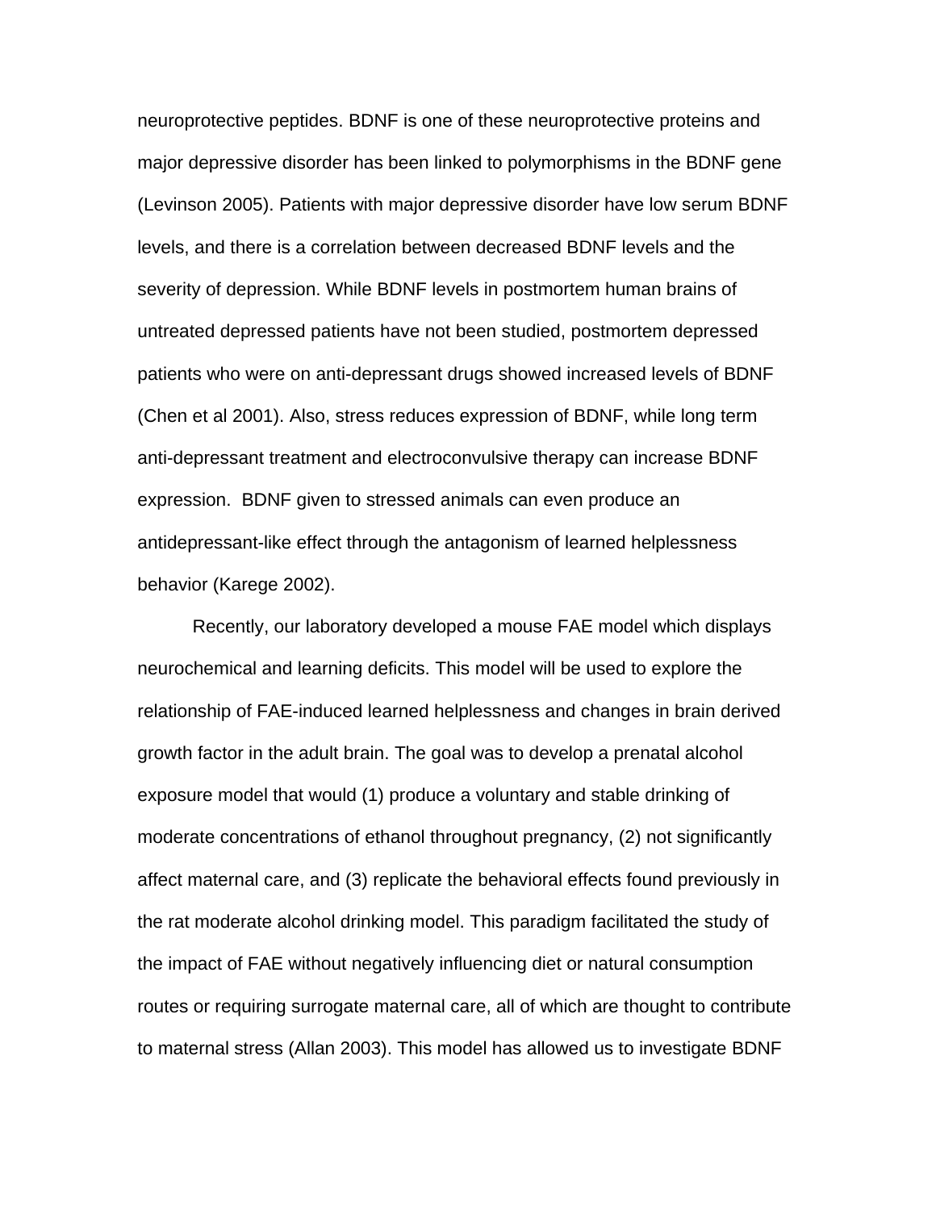neuroprotective peptides. BDNF is one of these neuroprotective proteins and major depressive disorder has been linked to polymorphisms in the BDNF gene (Levinson 2005). Patients with major depressive disorder have low serum BDNF levels, and there is a correlation between decreased BDNF levels and the severity of depression. While BDNF levels in postmortem human brains of untreated depressed patients have not been studied, postmortem depressed patients who were on anti-depressant drugs showed increased levels of BDNF (Chen et al 2001). Also, stress reduces expression of BDNF, while long term anti-depressant treatment and electroconvulsive therapy can increase BDNF expression. BDNF given to stressed animals can even produce an antidepressant-like effect through the antagonism of learned helplessness behavior (Karege 2002).

Recently, our laboratory developed a mouse FAE model which displays neurochemical and learning deficits. This model will be used to explore the relationship of FAE-induced learned helplessness and changes in brain derived growth factor in the adult brain. The goal was to develop a prenatal alcohol exposure model that would (1) produce a voluntary and stable drinking of moderate concentrations of ethanol throughout pregnancy, (2) not significantly affect maternal care, and (3) replicate the behavioral effects found previously in the rat moderate alcohol drinking model. This paradigm facilitated the study of the impact of FAE without negatively influencing diet or natural consumption routes or requiring surrogate maternal care, all of which are thought to contribute to maternal stress (Allan 2003). This model has allowed us to investigate BDNF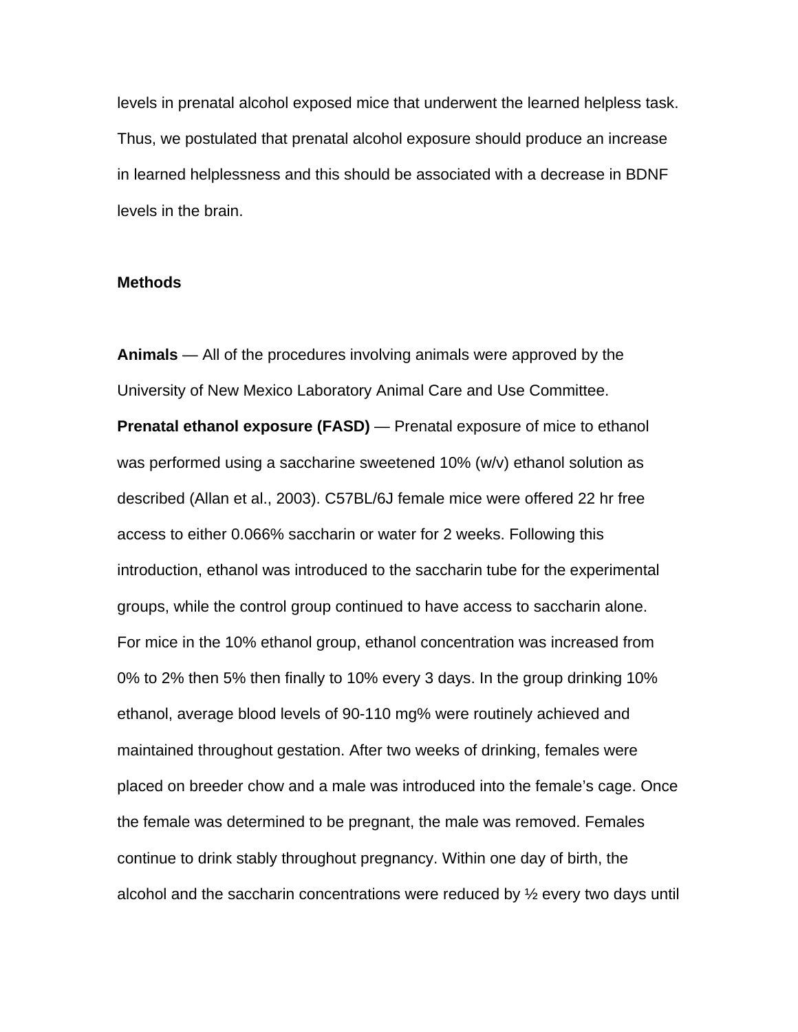levels in prenatal alcohol exposed mice that underwent the learned helpless task. Thus, we postulated that prenatal alcohol exposure should produce an increase in learned helplessness and this should be associated with a decrease in BDNF levels in the brain.

## Methods

**Animals** — All of the procedures involving animals were approved by the University of New Mexico Laboratory Animal Care and Use Committee.

**Prenatal ethanol exposure (FASD)** — Prenatal exposure of mice to ethanol was performed using a saccharine sweetened 10% (w/v) ethanol solution as described (Allan et al., 2003). C57BL/6J female mice were offered 22 hr free access to either 0.066% saccharin or water for 2 weeks. Following this introduction, ethanol was introduced to the saccharin tube for the experimental groups, while the control group continued to have access to saccharin alone. For mice in the 10% ethanol group, ethanol concentration was increased from 0% to 2% then 5% then finally to 10% every 3 days. In the group drinking 10% ethanol, average blood levels of 90-110 mg% were routinely achieved and maintained throughout gestation. After two weeks of drinking, females were placed on breeder chow and a male was introduced into the female's cage. Once the female was determined to be pregnant, the male was removed. Females continue to drink stably throughout pregnancy. Within one day of birth, the alcohol and the saccharin concentrations were reduced by ½ every two days until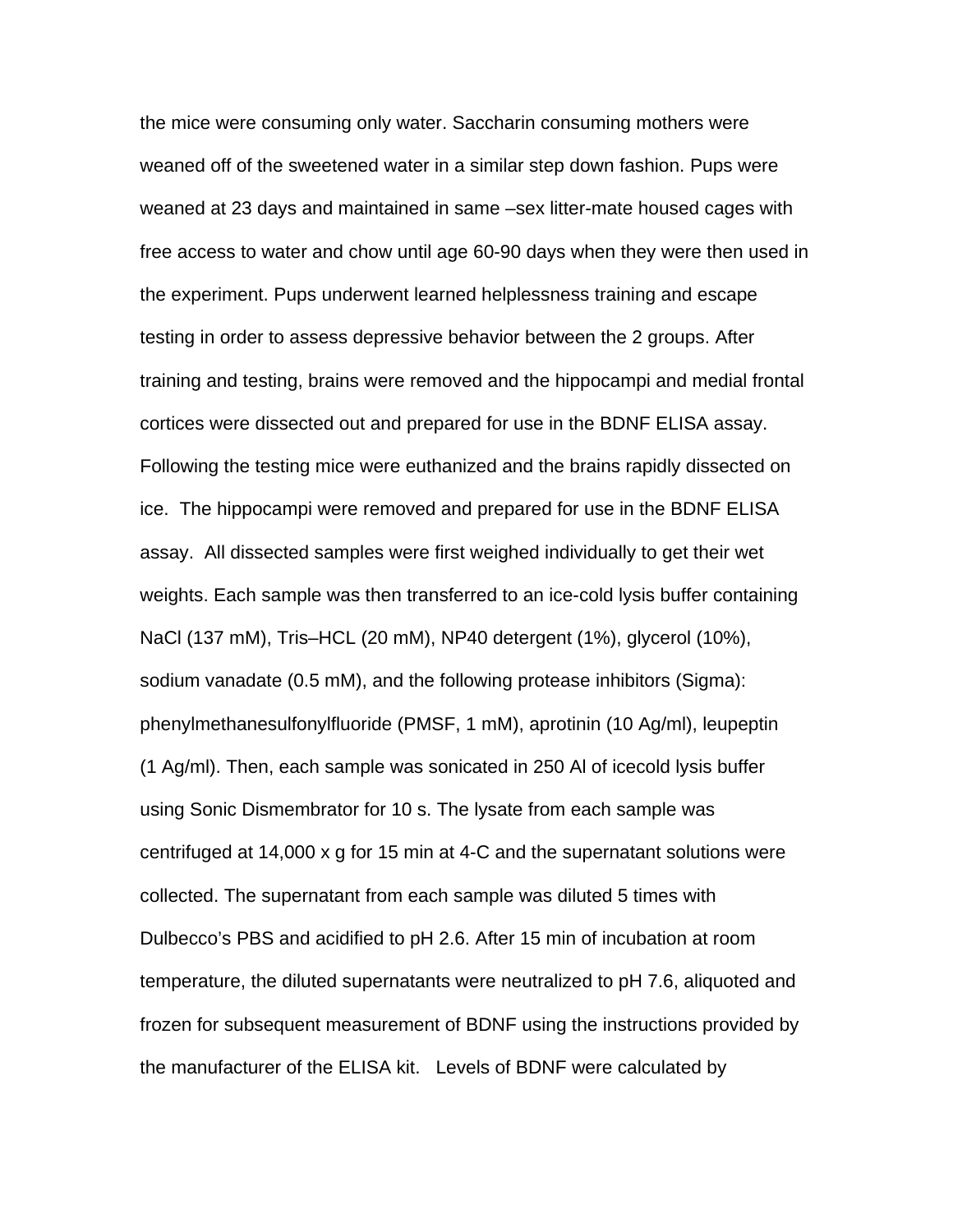the mice were consuming only water. Saccharin consuming mothers were weaned off of the sweetened water in a similar step down fashion. Pups were weaned at 23 days and maintained in same –sex litter-mate housed cages with free access to water and chow until age 60-90 days when they were then used in the experiment. Pups underwent learned helplessness training and escape testing in order to assess depressive behavior between the 2 groups. After training and testing, brains were removed and the hippocampi and medial frontal cortices were dissected out and prepared for use in the BDNF ELISA assay. Following the testing mice were euthanized and the brains rapidly dissected on ice. The hippocampi were removed and prepared for use in the BDNF ELISA assay. All dissected samples were first weighed individually to get their wet weights. Each sample was then transferred to an ice-cold lysis buffer containing NaCl (137 mM), Tris–HCL (20 mM), NP40 detergent (1%), glycerol (10%), sodium vanadate (0.5 mM), and the following protease inhibitors (Sigma): phenylmethanesulfonylfluoride (PMSF, 1 mM), aprotinin (10 Ag/ml), leupeptin (1 Ag/ml). Then, each sample was sonicated in 250 Al of icecold lysis buffer using Sonic Dismembrator for 10 s. The lysate from each sample was centrifuged at 14,000 x g for 15 min at 4-C and the supernatant solutions were collected. The supernatant from each sample was diluted 5 times with Dulbecco's PBS and acidified to pH 2.6. After 15 min of incubation at room temperature, the diluted supernatants were neutralized to pH 7.6, aliquoted and frozen for subsequent measurement of BDNF using the instructions provided by the manufacturer of the ELISA kit. Levels of BDNF were calculated by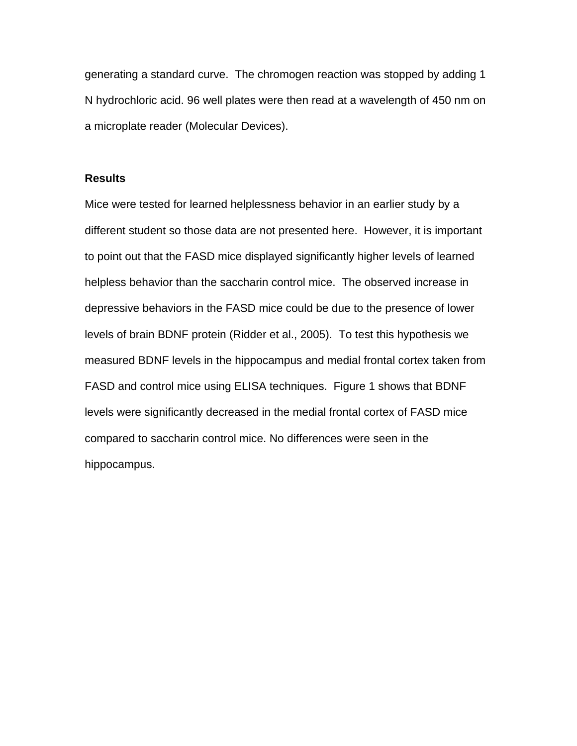generating a standard curve. The chromogen reaction was stopped by adding 1 N hydrochloric acid. 96 well plates were then read at a wavelength of 450 nm on a microplate reader (Molecular Devices).

## Results

Mice were tested for learned helplessness behavior in an earlier study by a different student so those data are not presented here. However, it is important to point out that the FASD mice displayed significantly higher levels of learned helpless behavior than the saccharin control mice. The observed increase in depressive behaviors in the FASD mice could be due to the presence of lower levels of brain BDNF protein (Ridder et al., 2005). To test this hypothesis we measured BDNF levels in the hippocampus and medial frontal cortex taken from FASD and control mice using ELISA techniques. Figure 1 shows that BDNF levels were significantly decreased in the medial frontal cortex of FASD mice compared to saccharin control mice. No differences were seen in the hippocampus.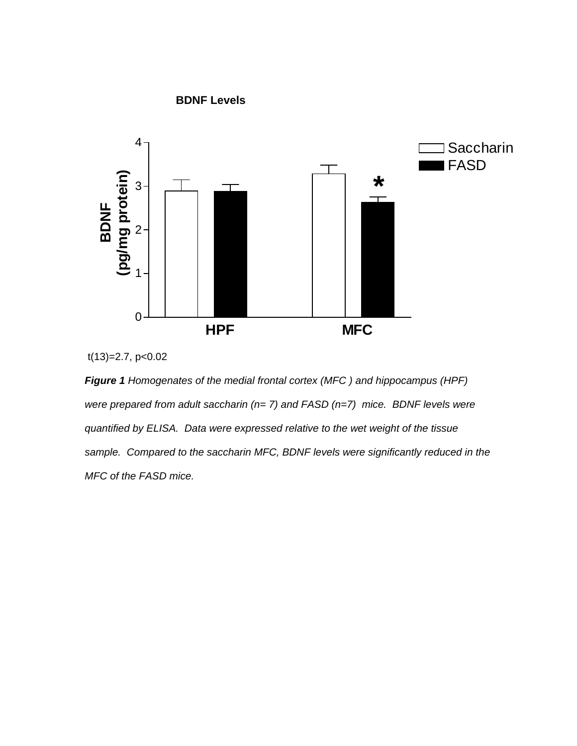**BDNF Levels**

t(13)=2.7, p<0.02

***Figure 1*** *Homogenates of the medial frontal cortex (MFC ) and hippocampus (HPF) were prepared from adult saccharin (n= 7) and FASD (n=7) mice. BDNF levels were quantified by ELISA. Data were expressed relative to the wet weight of the tissue sample. Compared to the saccharin MFC, BDNF levels were significantly reduced in the MFC of the FASD mice.*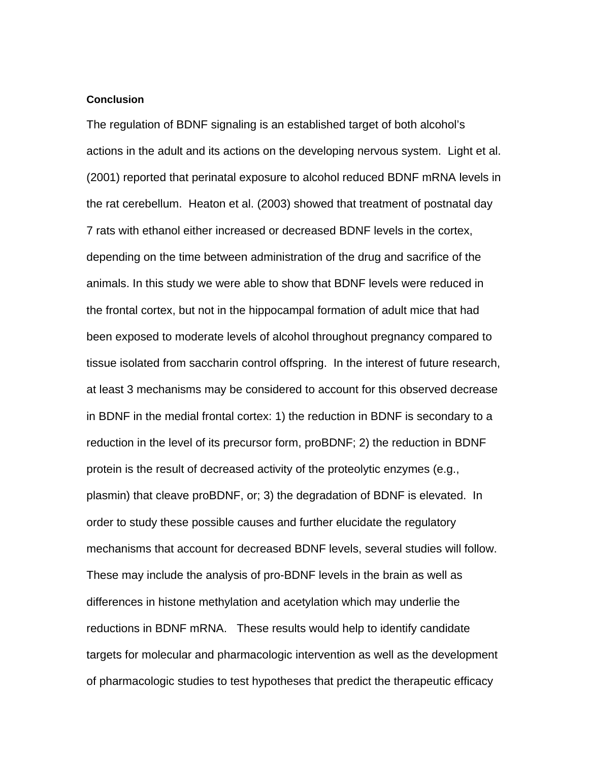**Conclusion**

The regulation of BDNF signaling is an established target of both alcohol's actions in the adult and its actions on the developing nervous system. Light et al. (2001) reported that perinatal exposure to alcohol reduced BDNF mRNA levels in the rat cerebellum. Heaton et al. (2003) showed that treatment of postnatal day 7 rats with ethanol either increased or decreased BDNF levels in the cortex, depending on the time between administration of the drug and sacrifice of the animals. In this study we were able to show that BDNF levels were reduced in the frontal cortex, but not in the hippocampal formation of adult mice that had been exposed to moderate levels of alcohol throughout pregnancy compared to tissue isolated from saccharin control offspring. In the interest of future research, at least 3 mechanisms may be considered to account for this observed decrease in BDNF in the medial frontal cortex: 1) the reduction in BDNF is secondary to a reduction in the level of its precursor form, proBDNF; 2) the reduction in BDNF protein is the result of decreased activity of the proteolytic enzymes (e.g., plasmin) that cleave proBDNF, or; 3) the degradation of BDNF is elevated. In order to study these possible causes and further elucidate the regulatory mechanisms that account for decreased BDNF levels, several studies will follow. These may include the analysis of pro-BDNF levels in the brain as well as differences in histone methylation and acetylation which may underlie the reductions in BDNF mRNA. These results would help to identify candidate targets for molecular and pharmacologic intervention as well as the development of pharmacologic studies to test hypotheses that predict the therapeutic efficacy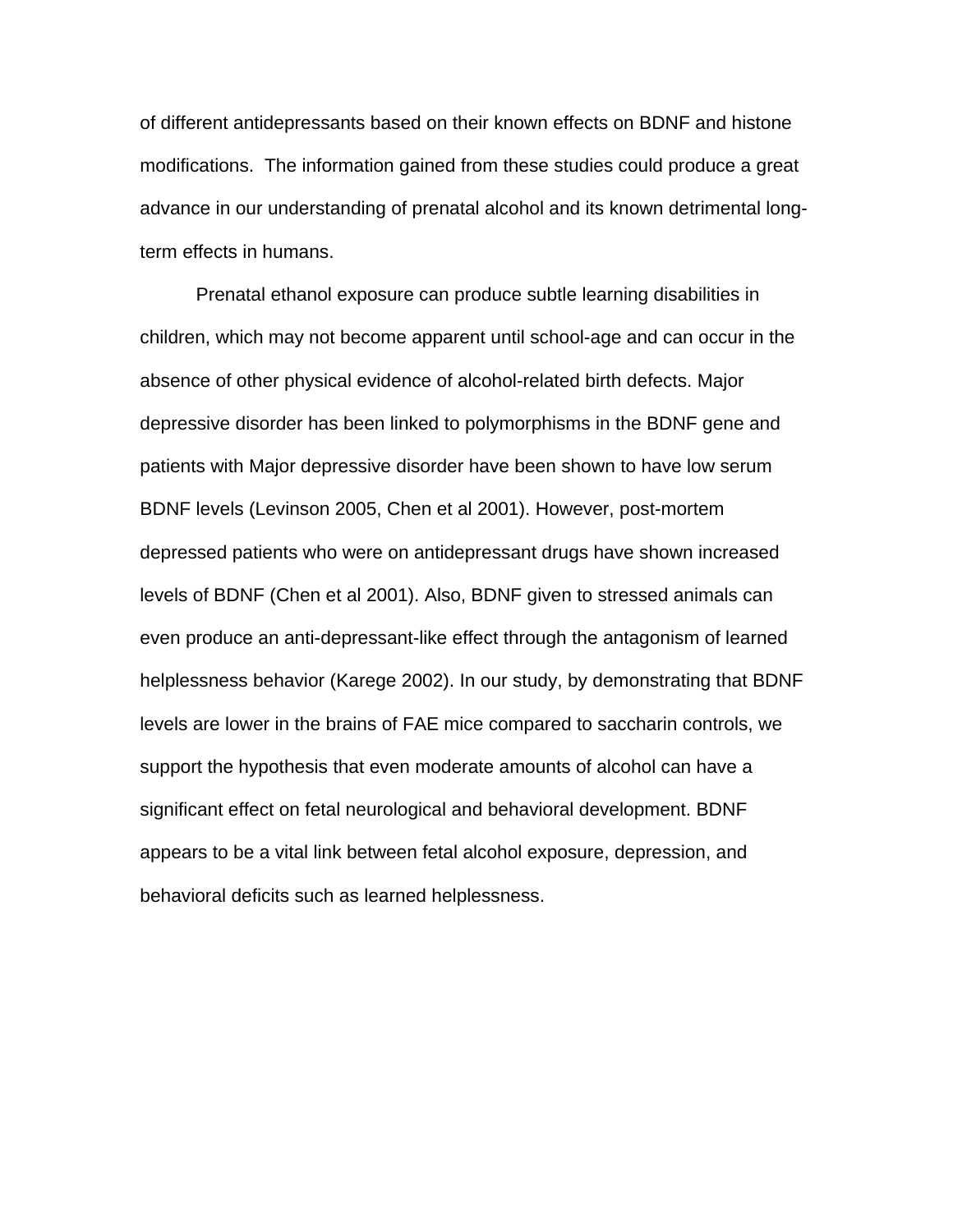of different antidepressants based on their known effects on BDNF and histone modifications. The information gained from these studies could produce a great advance in our understanding of prenatal alcohol and its known detrimental long-term effects in humans.

Prenatal ethanol exposure can produce subtle learning disabilities in children, which may not become apparent until school-age and can occur in the absence of other physical evidence of alcohol-related birth defects. Major depressive disorder has been linked to polymorphisms in the BDNF gene and patients with Major depressive disorder have been shown to have low serum BDNF levels (Levinson 2005, Chen et al 2001). However, post-mortem depressed patients who were on antidepressant drugs have shown increased levels of BDNF (Chen et al 2001). Also, BDNF given to stressed animals can even produce an anti-depressant-like effect through the antagonism of learned helplessness behavior (Karege 2002). In our study, by demonstrating that BDNF levels are lower in the brains of FAE mice compared to saccharin controls, we support the hypothesis that even moderate amounts of alcohol can have a significant effect on fetal neurological and behavioral development. BDNF appears to be a vital link between fetal alcohol exposure, depression, and behavioral deficits such as learned helplessness.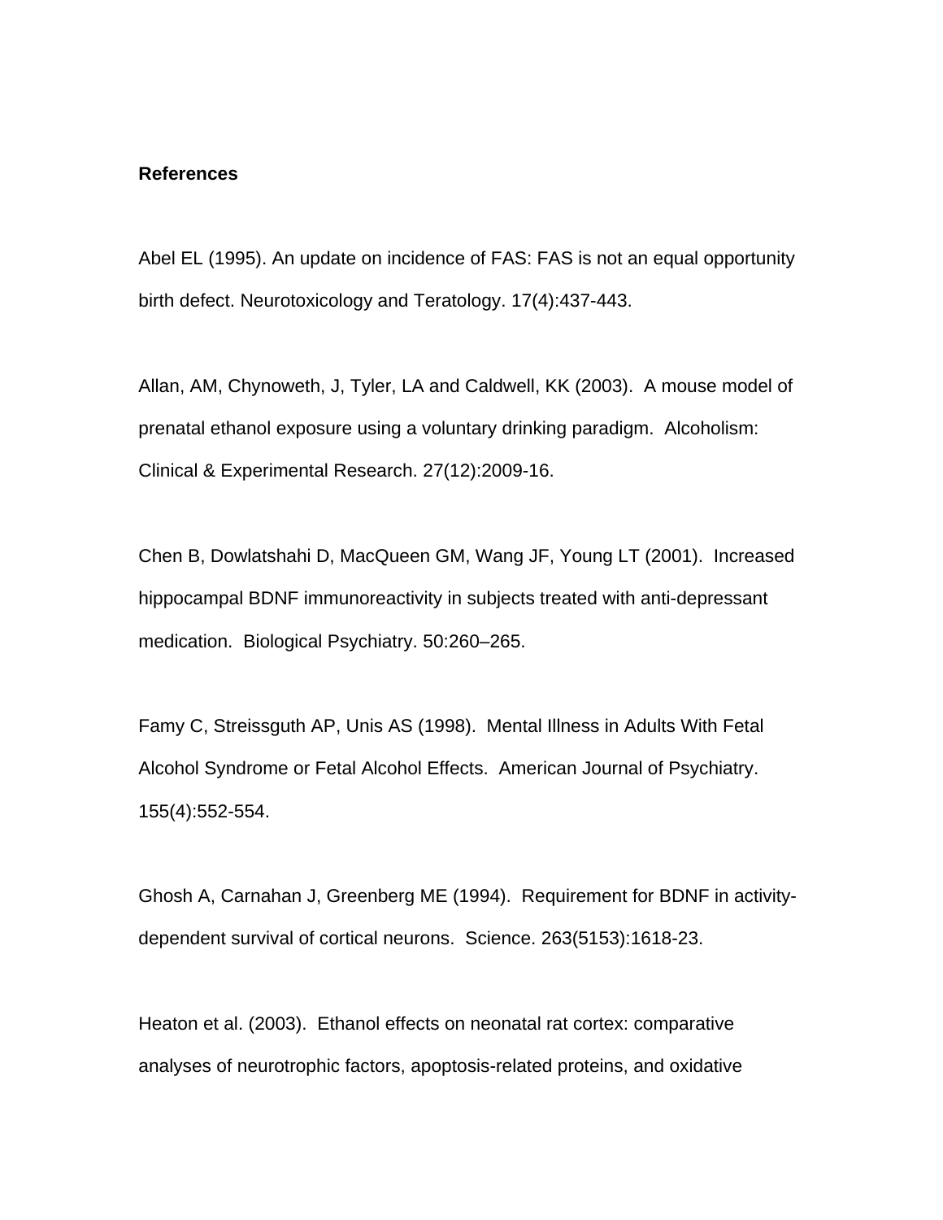**References**

Abel EL (1995). An update on incidence of FAS: FAS is not an equal opportunity birth defect. Neurotoxicology and Teratology. 17(4):437-443.

Allan, AM, Chynoweth, J, Tyler, LA and Caldwell, KK (2003). A mouse model of prenatal ethanol exposure using a voluntary drinking paradigm. Alcoholism: Clinical & Experimental Research. 27(12):2009-16.

Chen B, Dowlatshahi D, MacQueen GM, Wang JF, Young LT (2001). Increased hippocampal BDNF immunoreactivity in subjects treated with anti-depressant medication. Biological Psychiatry. 50:260–265.

Famy C, Streissguth AP, Unis AS (1998). Mental Illness in Adults With Fetal Alcohol Syndrome or Fetal Alcohol Effects. American Journal of Psychiatry. 155(4):552-554.

Ghosh A, Carnahan J, Greenberg ME (1994). Requirement for BDNF in activity-dependent survival of cortical neurons. Science. 263(5153):1618-23.

Heaton et al. (2003). Ethanol effects on neonatal rat cortex: comparative analyses of neurotrophic factors, apoptosis-related proteins, and oxidative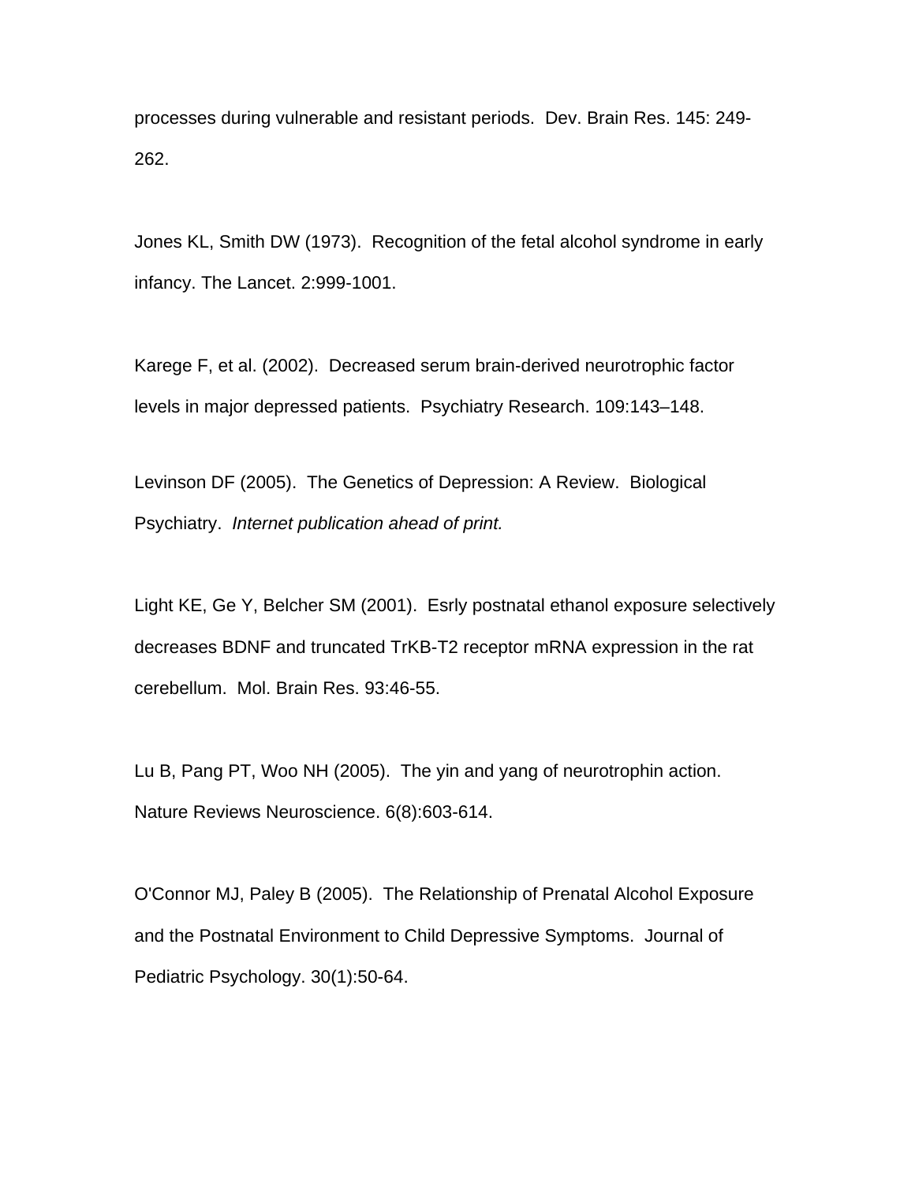processes during vulnerable and resistant periods. Dev. Brain Res. 145: 249-262.

Jones KL, Smith DW (1973). Recognition of the fetal alcohol syndrome in early infancy. The Lancet. 2:999-1001.

Karege F, et al. (2002). Decreased serum brain-derived neurotrophic factor levels in major depressed patients. Psychiatry Research. 109:143–148.

Levinson DF (2005). The Genetics of Depression: A Review. Biological Psychiatry. *Internet publication ahead of print.*

Light KE, Ge Y, Belcher SM (2001). Esrly postnatal ethanol exposure selectively decreases BDNF and truncated TrKB-T2 receptor mRNA expression in the rat cerebellum. Mol. Brain Res. 93:46-55.

Lu B, Pang PT, Woo NH (2005). The yin and yang of neurotrophin action. Nature Reviews Neuroscience. 6(8):603-614.

O'Connor MJ, Paley B (2005). The Relationship of Prenatal Alcohol Exposure and the Postnatal Environment to Child Depressive Symptoms. Journal of Pediatric Psychology. 30(1):50-64.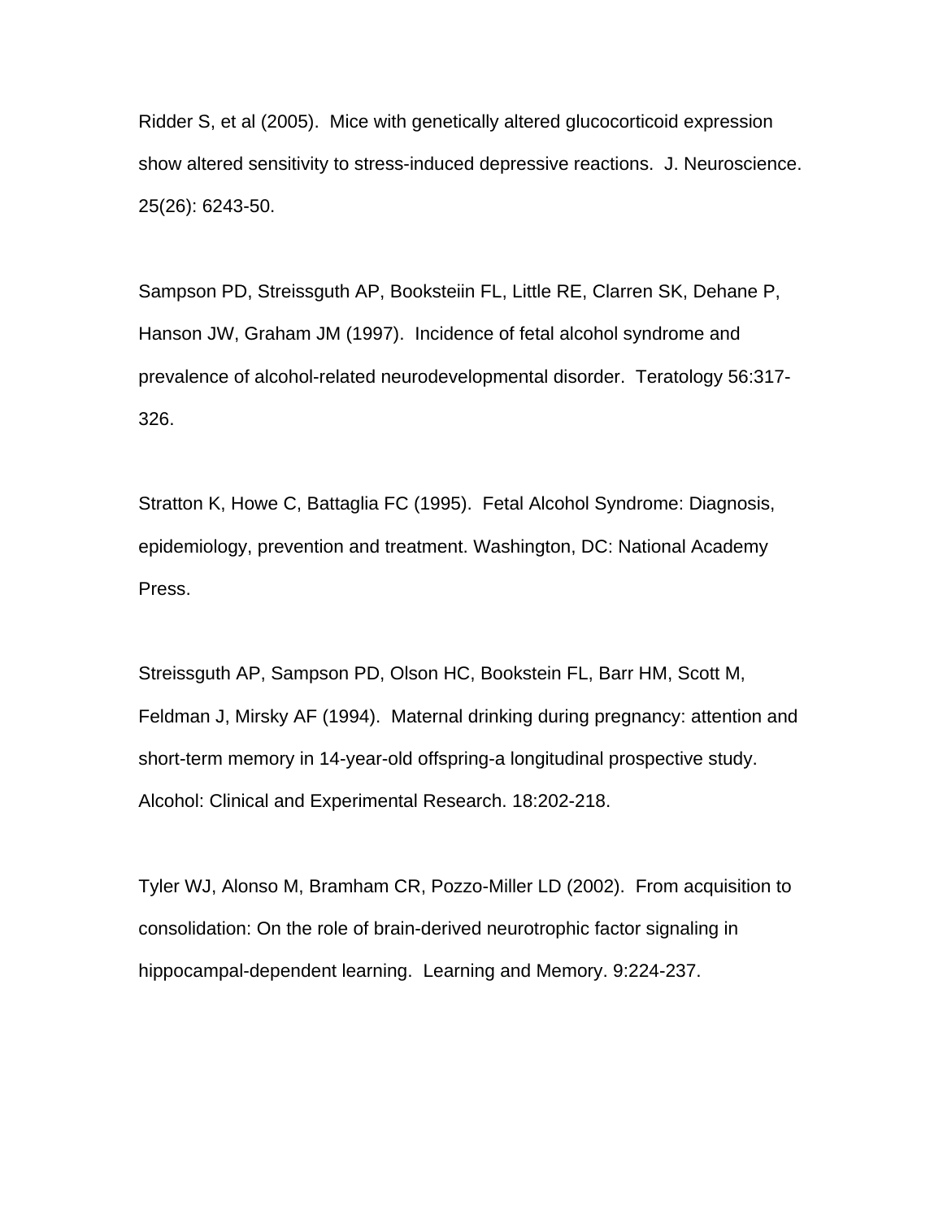Ridder S, et al (2005). Mice with genetically altered glucocorticoid expression show altered sensitivity to stress-induced depressive reactions. J. Neuroscience. 25(26): 6243-50.

Sampson PD, Streissguth AP, Booksteiin FL, Little RE, Clarren SK, Dehane P, Hanson JW, Graham JM (1997). Incidence of fetal alcohol syndrome and prevalence of alcohol-related neurodevelopmental disorder. Teratology 56:317-326.

Stratton K, Howe C, Battaglia FC (1995). Fetal Alcohol Syndrome: Diagnosis, epidemiology, prevention and treatment. Washington, DC: National Academy Press.

Streissguth AP, Sampson PD, Olson HC, Bookstein FL, Barr HM, Scott M, Feldman J, Mirsky AF (1994). Maternal drinking during pregnancy: attention and short-term memory in 14-year-old offspring-a longitudinal prospective study. Alcohol: Clinical and Experimental Research. 18:202-218.

Tyler WJ, Alonso M, Bramham CR, Pozzo-Miller LD (2002). From acquisition to consolidation: On the role of brain-derived neurotrophic factor signaling in hippocampal-dependent learning. Learning and Memory. 9:224-237.